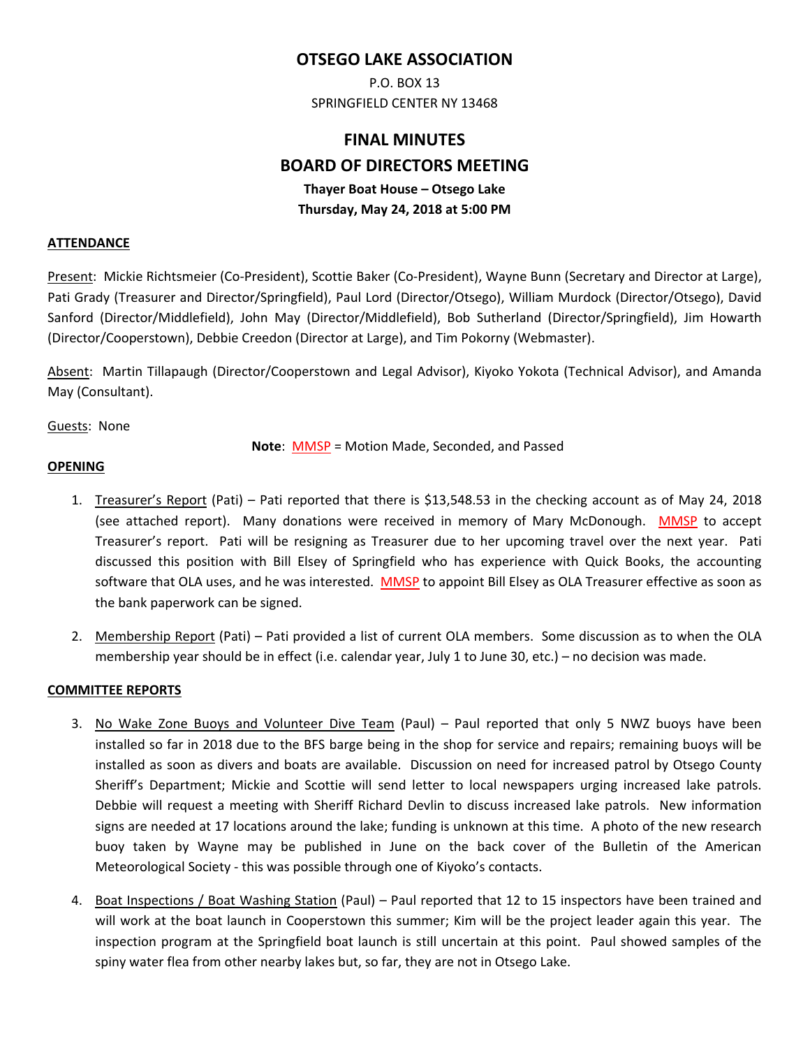# OTSEGO LAKE ASSOCIATION

P.O. BOX 13
SPRINGFIELD CENTER NY 13468

## FINAL MINUTES
## BOARD OF DIRECTORS MEETING

**Thayer Boat House – Otsego Lake**
**Thursday, May 24, 2018 at 5:00 PM**

### ATTENDANCE

Present: Mickie Richtsmeier (Co-President), Scottie Baker (Co-President), Wayne Bunn (Secretary and Director at Large), Pati Grady (Treasurer and Director/Springfield), Paul Lord (Director/Otsego), William Murdock (Director/Otsego), David Sanford (Director/Middlefield), John May (Director/Middlefield), Bob Sutherland (Director/Springfield), Jim Howarth (Director/Cooperstown), Debbie Creedon (Director at Large), and Tim Pokorny (Webmaster).

Absent: Martin Tillapaugh (Director/Cooperstown and Legal Advisor), Kiyoko Yokota (Technical Advisor), and Amanda May (Consultant).

Guests: None

**Note**: MMSP = Motion Made, Seconded, and Passed

### OPENING

1. Treasurer's Report (Pati) – Pati reported that there is $13,548.53 in the checking account as of May 24, 2018 (see attached report). Many donations were received in memory of Mary McDonough. MMSP to accept Treasurer's report. Pati will be resigning as Treasurer due to her upcoming travel over the next year. Pati discussed this position with Bill Elsey of Springfield who has experience with Quick Books, the accounting software that OLA uses, and he was interested. MMSP to appoint Bill Elsey as OLA Treasurer effective as soon as the bank paperwork can be signed.

2. Membership Report (Pati) – Pati provided a list of current OLA members. Some discussion as to when the OLA membership year should be in effect (i.e. calendar year, July 1 to June 30, etc.) – no decision was made.

### COMMITTEE REPORTS

3. No Wake Zone Buoys and Volunteer Dive Team (Paul) – Paul reported that only 5 NWZ buoys have been installed so far in 2018 due to the BFS barge being in the shop for service and repairs; remaining buoys will be installed as soon as divers and boats are available. Discussion on need for increased patrol by Otsego County Sheriff's Department; Mickie and Scottie will send letter to local newspapers urging increased lake patrols. Debbie will request a meeting with Sheriff Richard Devlin to discuss increased lake patrols. New information signs are needed at 17 locations around the lake; funding is unknown at this time. A photo of the new research buoy taken by Wayne may be published in June on the back cover of the Bulletin of the American Meteorological Society - this was possible through one of Kiyoko's contacts.

4. Boat Inspections / Boat Washing Station (Paul) – Paul reported that 12 to 15 inspectors have been trained and will work at the boat launch in Cooperstown this summer; Kim will be the project leader again this year. The inspection program at the Springfield boat launch is still uncertain at this point. Paul showed samples of the spiny water flea from other nearby lakes but, so far, they are not in Otsego Lake.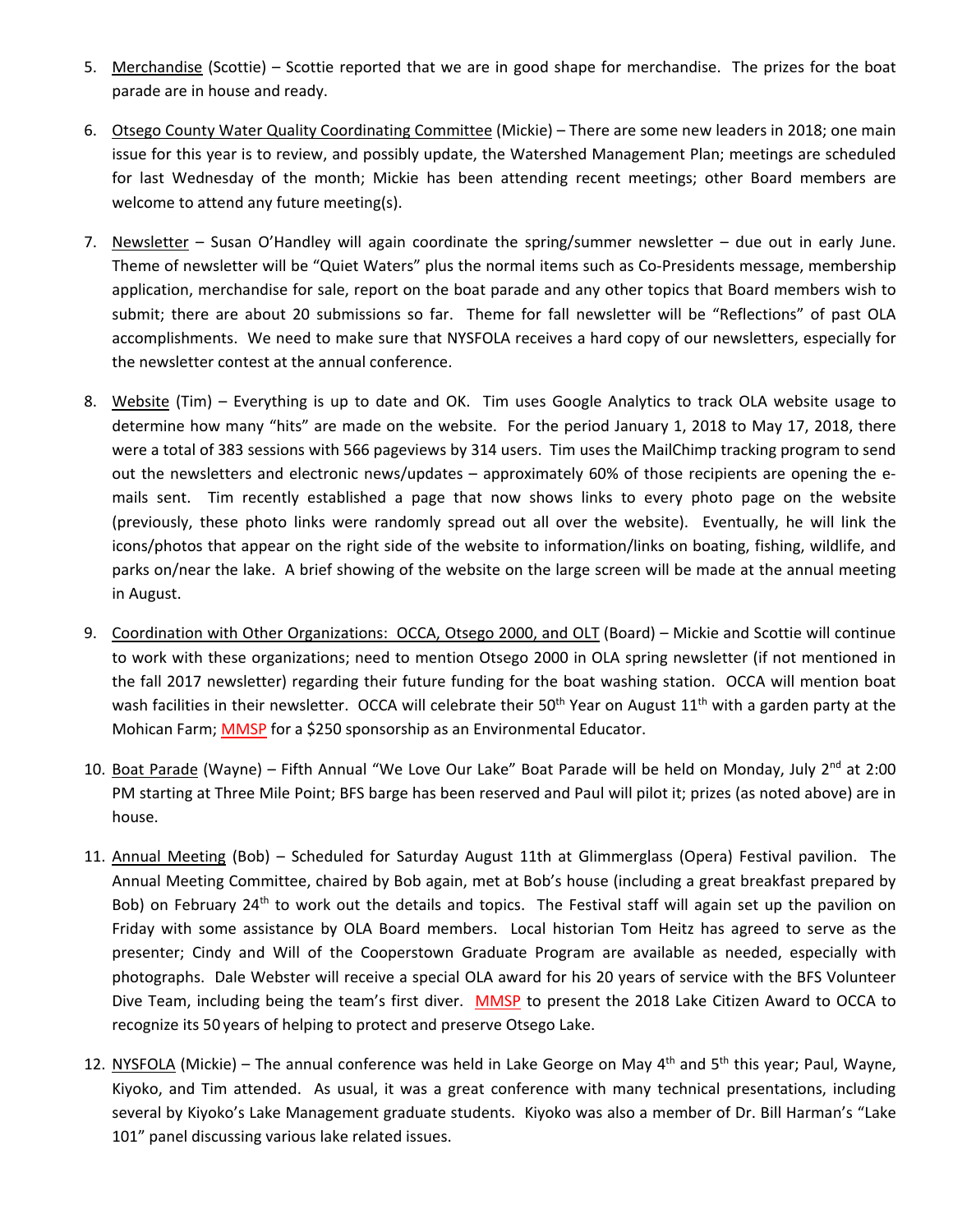5. Merchandise (Scottie) – Scottie reported that we are in good shape for merchandise. The prizes for the boat parade are in house and ready.

6. Otsego County Water Quality Coordinating Committee (Mickie) – There are some new leaders in 2018; one main issue for this year is to review, and possibly update, the Watershed Management Plan; meetings are scheduled for last Wednesday of the month; Mickie has been attending recent meetings; other Board members are welcome to attend any future meeting(s).

7. Newsletter – Susan O'Handley will again coordinate the spring/summer newsletter – due out in early June. Theme of newsletter will be "Quiet Waters" plus the normal items such as Co-Presidents message, membership application, merchandise for sale, report on the boat parade and any other topics that Board members wish to submit; there are about 20 submissions so far. Theme for fall newsletter will be "Reflections" of past OLA accomplishments. We need to make sure that NYSFOLA receives a hard copy of our newsletters, especially for the newsletter contest at the annual conference.

8. Website (Tim) – Everything is up to date and OK. Tim uses Google Analytics to track OLA website usage to determine how many "hits" are made on the website. For the period January 1, 2018 to May 17, 2018, there were a total of 383 sessions with 566 pageviews by 314 users. Tim uses the MailChimp tracking program to send out the newsletters and electronic news/updates – approximately 60% of those recipients are opening the e-mails sent. Tim recently established a page that now shows links to every photo page on the website (previously, these photo links were randomly spread out all over the website). Eventually, he will link the icons/photos that appear on the right side of the website to information/links on boating, fishing, wildlife, and parks on/near the lake. A brief showing of the website on the large screen will be made at the annual meeting in August.

9. Coordination with Other Organizations: OCCA, Otsego 2000, and OLT (Board) – Mickie and Scottie will continue to work with these organizations; need to mention Otsego 2000 in OLA spring newsletter (if not mentioned in the fall 2017 newsletter) regarding their future funding for the boat washing station. OCCA will mention boat wash facilities in their newsletter. OCCA will celebrate their 50th Year on August 11th with a garden party at the Mohican Farm; MMSP for a $250 sponsorship as an Environmental Educator.

10. Boat Parade (Wayne) – Fifth Annual "We Love Our Lake" Boat Parade will be held on Monday, July 2nd at 2:00 PM starting at Three Mile Point; BFS barge has been reserved and Paul will pilot it; prizes (as noted above) are in house.

11. Annual Meeting (Bob) – Scheduled for Saturday August 11th at Glimmerglass (Opera) Festival pavilion. The Annual Meeting Committee, chaired by Bob again, met at Bob's house (including a great breakfast prepared by Bob) on February 24th to work out the details and topics. The Festival staff will again set up the pavilion on Friday with some assistance by OLA Board members. Local historian Tom Heitz has agreed to serve as the presenter; Cindy and Will of the Cooperstown Graduate Program are available as needed, especially with photographs. Dale Webster will receive a special OLA award for his 20 years of service with the BFS Volunteer Dive Team, including being the team's first diver. MMSP to present the 2018 Lake Citizen Award to OCCA to recognize its 50 years of helping to protect and preserve Otsego Lake.

12. NYSFOLA (Mickie) – The annual conference was held in Lake George on May 4th and 5th this year; Paul, Wayne, Kiyoko, and Tim attended. As usual, it was a great conference with many technical presentations, including several by Kiyoko's Lake Management graduate students. Kiyoko was also a member of Dr. Bill Harman's "Lake 101" panel discussing various lake related issues.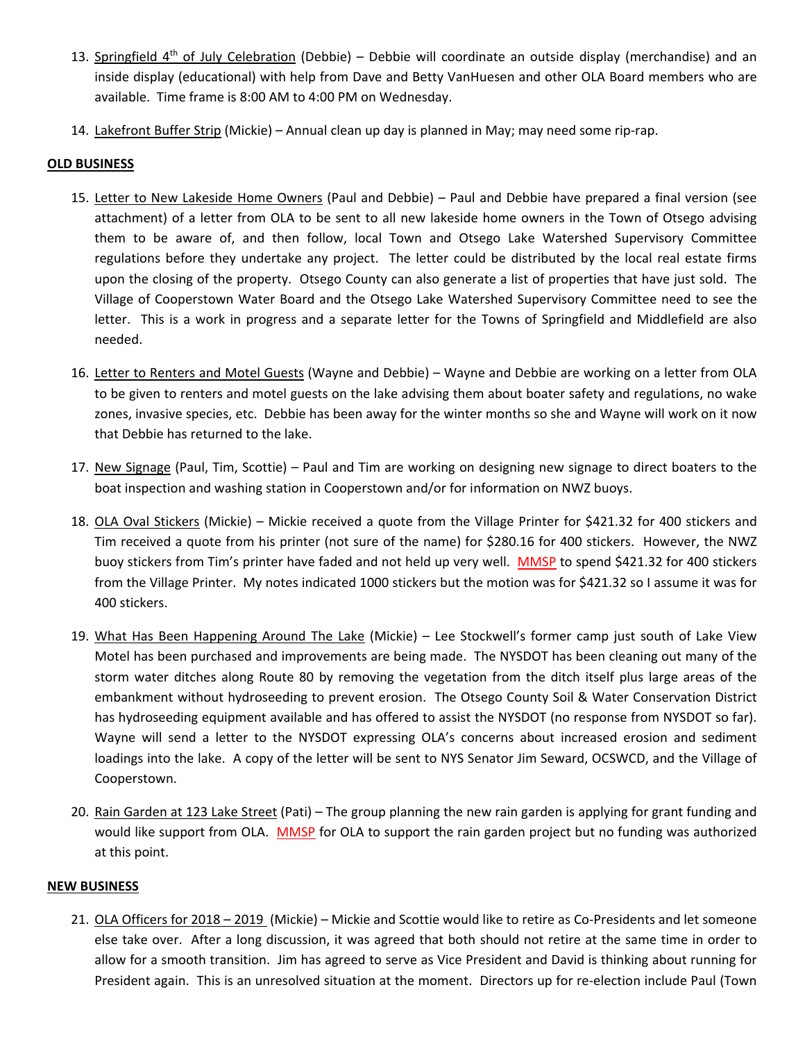13. Springfield 4th of July Celebration (Debbie) – Debbie will coordinate an outside display (merchandise) and an inside display (educational) with help from Dave and Betty VanHuesen and other OLA Board members who are available. Time frame is 8:00 AM to 4:00 PM on Wednesday.

14. Lakefront Buffer Strip (Mickie) – Annual clean up day is planned in May; may need some rip-rap.

**OLD BUSINESS**

15. Letter to New Lakeside Home Owners (Paul and Debbie) – Paul and Debbie have prepared a final version (see attachment) of a letter from OLA to be sent to all new lakeside home owners in the Town of Otsego advising them to be aware of, and then follow, local Town and Otsego Lake Watershed Supervisory Committee regulations before they undertake any project. The letter could be distributed by the local real estate firms upon the closing of the property. Otsego County can also generate a list of properties that have just sold. The Village of Cooperstown Water Board and the Otsego Lake Watershed Supervisory Committee need to see the letter. This is a work in progress and a separate letter for the Towns of Springfield and Middlefield are also needed.

16. Letter to Renters and Motel Guests (Wayne and Debbie) – Wayne and Debbie are working on a letter from OLA to be given to renters and motel guests on the lake advising them about boater safety and regulations, no wake zones, invasive species, etc. Debbie has been away for the winter months so she and Wayne will work on it now that Debbie has returned to the lake.

17. New Signage (Paul, Tim, Scottie) – Paul and Tim are working on designing new signage to direct boaters to the boat inspection and washing station in Cooperstown and/or for information on NWZ buoys.

18. OLA Oval Stickers (Mickie) – Mickie received a quote from the Village Printer for $421.32 for 400 stickers and Tim received a quote from his printer (not sure of the name) for $280.16 for 400 stickers. However, the NWZ buoy stickers from Tim's printer have faded and not held up very well. MMSP to spend $421.32 for 400 stickers from the Village Printer. My notes indicated 1000 stickers but the motion was for $421.32 so I assume it was for 400 stickers.

19. What Has Been Happening Around The Lake (Mickie) – Lee Stockwell's former camp just south of Lake View Motel has been purchased and improvements are being made. The NYSDOT has been cleaning out many of the storm water ditches along Route 80 by removing the vegetation from the ditch itself plus large areas of the embankment without hydroseeding to prevent erosion. The Otsego County Soil & Water Conservation District has hydroseeding equipment available and has offered to assist the NYSDOT (no response from NYSDOT so far). Wayne will send a letter to the NYSDOT expressing OLA's concerns about increased erosion and sediment loadings into the lake. A copy of the letter will be sent to NYS Senator Jim Seward, OCSWCD, and the Village of Cooperstown.

20. Rain Garden at 123 Lake Street (Pati) – The group planning the new rain garden is applying for grant funding and would like support from OLA. MMSP for OLA to support the rain garden project but no funding was authorized at this point.

**NEW BUSINESS**

21. OLA Officers for 2018 – 2019 (Mickie) – Mickie and Scottie would like to retire as Co-Presidents and let someone else take over. After a long discussion, it was agreed that both should not retire at the same time in order to allow for a smooth transition. Jim has agreed to serve as Vice President and David is thinking about running for President again. This is an unresolved situation at the moment. Directors up for re-election include Paul (Town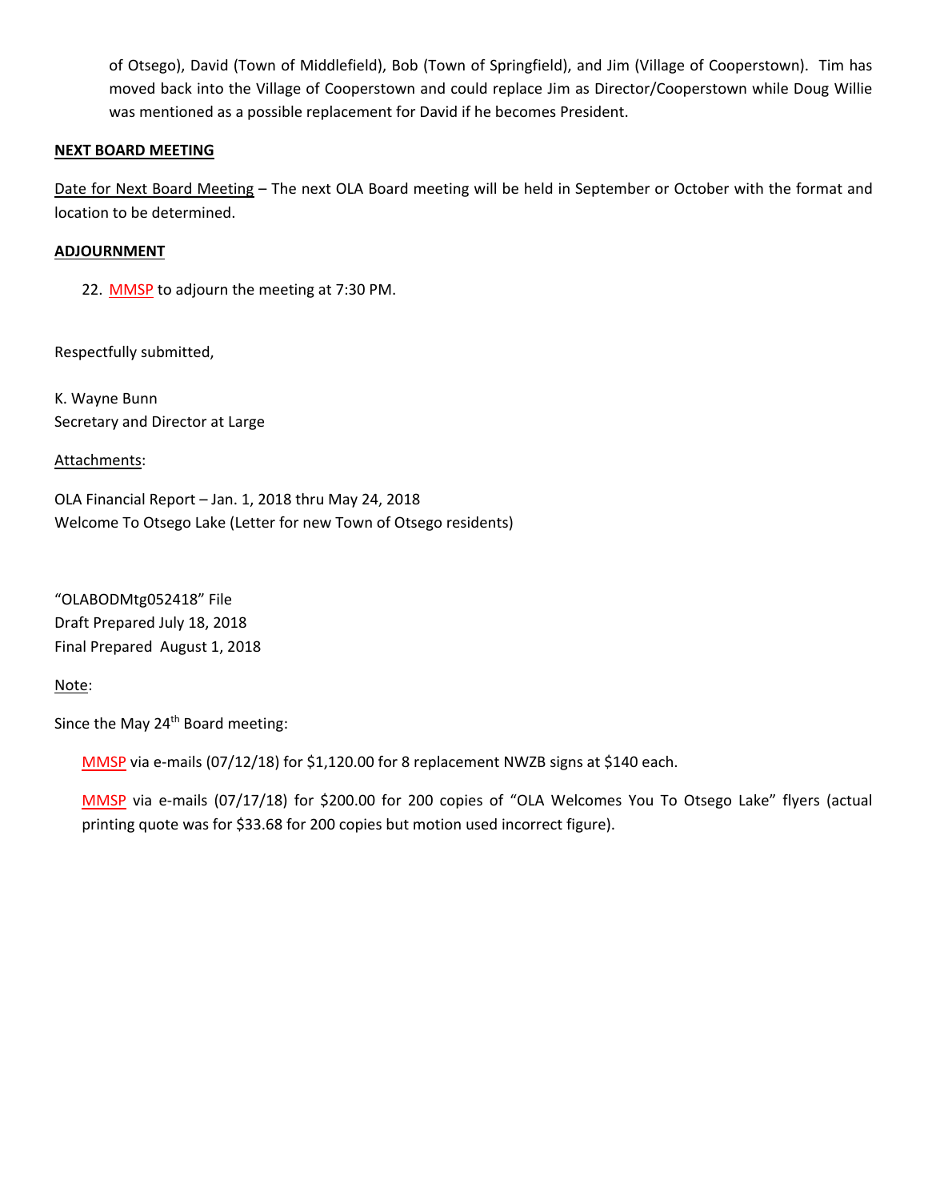of Otsego), David (Town of Middlefield), Bob (Town of Springfield), and Jim (Village of Cooperstown). Tim has moved back into the Village of Cooperstown and could replace Jim as Director/Cooperstown while Doug Willie was mentioned as a possible replacement for David if he becomes President.

**NEXT BOARD MEETING**

Date for Next Board Meeting – The next OLA Board meeting will be held in September or October with the format and location to be determined.

**ADJOURNMENT**

22. MMSP to adjourn the meeting at 7:30 PM.

Respectfully submitted,

K. Wayne Bunn
Secretary and Director at Large

Attachments:

OLA Financial Report – Jan. 1, 2018 thru May 24, 2018
Welcome To Otsego Lake (Letter for new Town of Otsego residents)

"OLABODMtg052418" File
Draft Prepared July 18, 2018
Final Prepared August 1, 2018

Note:

Since the May 24th Board meeting:

MMSP via e-mails (07/12/18) for $1,120.00 for 8 replacement NWZB signs at $140 each.

MMSP via e-mails (07/17/18) for $200.00 for 200 copies of "OLA Welcomes You To Otsego Lake" flyers (actual printing quote was for $33.68 for 200 copies but motion used incorrect figure).